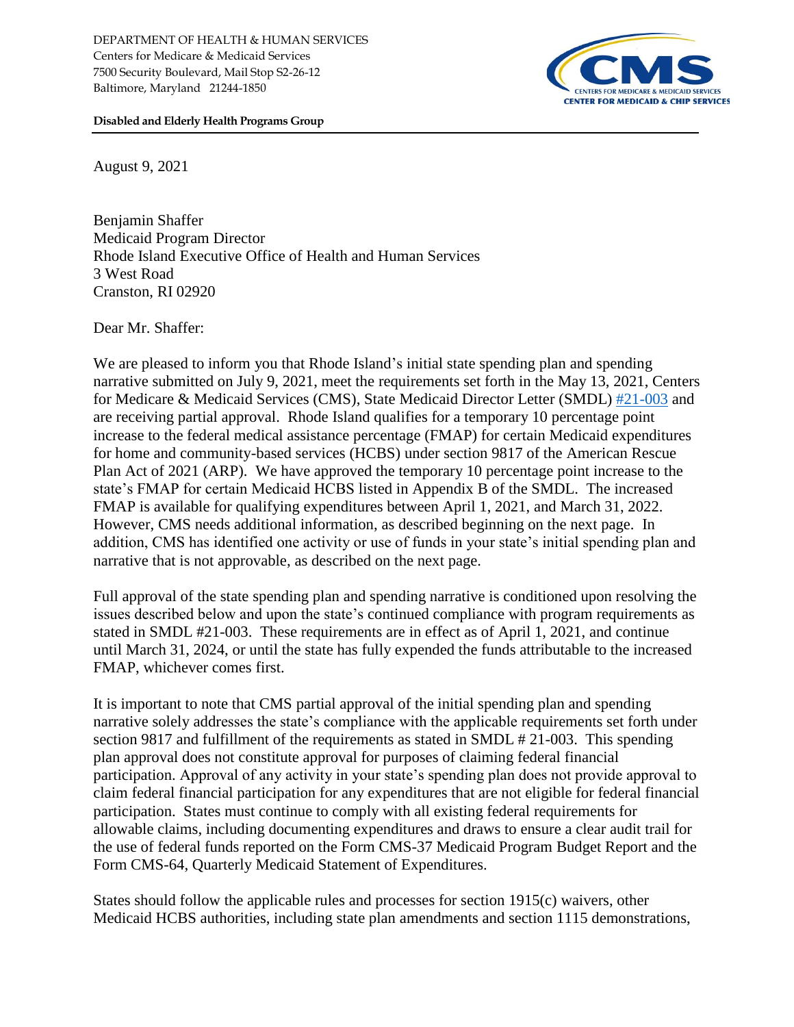DEPARTMENT OF HEALTH & HUMAN SERVICES
Centers for Medicare & Medicaid Services
7500 Security Boulevard, Mail Stop S2-26-12
Baltimore, Maryland 21244-1850

**Disabled and Elderly Health Programs Group**

August 9, 2021

Benjamin Shaffer
Medicaid Program Director
Rhode Island Executive Office of Health and Human Services
3 West Road
Cranston, RI 02920

Dear Mr. Shaffer:

We are pleased to inform you that Rhode Island's initial state spending plan and spending narrative submitted on July 9, 2021, meet the requirements set forth in the May 13, 2021, Centers for Medicare & Medicaid Services (CMS), State Medicaid Director Letter (SMDL) #21-003 and are receiving partial approval. Rhode Island qualifies for a temporary 10 percentage point increase to the federal medical assistance percentage (FMAP) for certain Medicaid expenditures for home and community-based services (HCBS) under section 9817 of the American Rescue Plan Act of 2021 (ARP). We have approved the temporary 10 percentage point increase to the state's FMAP for certain Medicaid HCBS listed in Appendix B of the SMDL. The increased FMAP is available for qualifying expenditures between April 1, 2021, and March 31, 2022. However, CMS needs additional information, as described beginning on the next page. In addition, CMS has identified one activity or use of funds in your state's initial spending plan and narrative that is not approvable, as described on the next page.

Full approval of the state spending plan and spending narrative is conditioned upon resolving the issues described below and upon the state's continued compliance with program requirements as stated in SMDL #21-003. These requirements are in effect as of April 1, 2021, and continue until March 31, 2024, or until the state has fully expended the funds attributable to the increased FMAP, whichever comes first.

It is important to note that CMS partial approval of the initial spending plan and spending narrative solely addresses the state's compliance with the applicable requirements set forth under section 9817 and fulfillment of the requirements as stated in SMDL # 21-003. This spending plan approval does not constitute approval for purposes of claiming federal financial participation. Approval of any activity in your state's spending plan does not provide approval to claim federal financial participation for any expenditures that are not eligible for federal financial participation. States must continue to comply with all existing federal requirements for allowable claims, including documenting expenditures and draws to ensure a clear audit trail for the use of federal funds reported on the Form CMS-37 Medicaid Program Budget Report and the Form CMS-64, Quarterly Medicaid Statement of Expenditures.

States should follow the applicable rules and processes for section 1915(c) waivers, other Medicaid HCBS authorities, including state plan amendments and section 1115 demonstrations,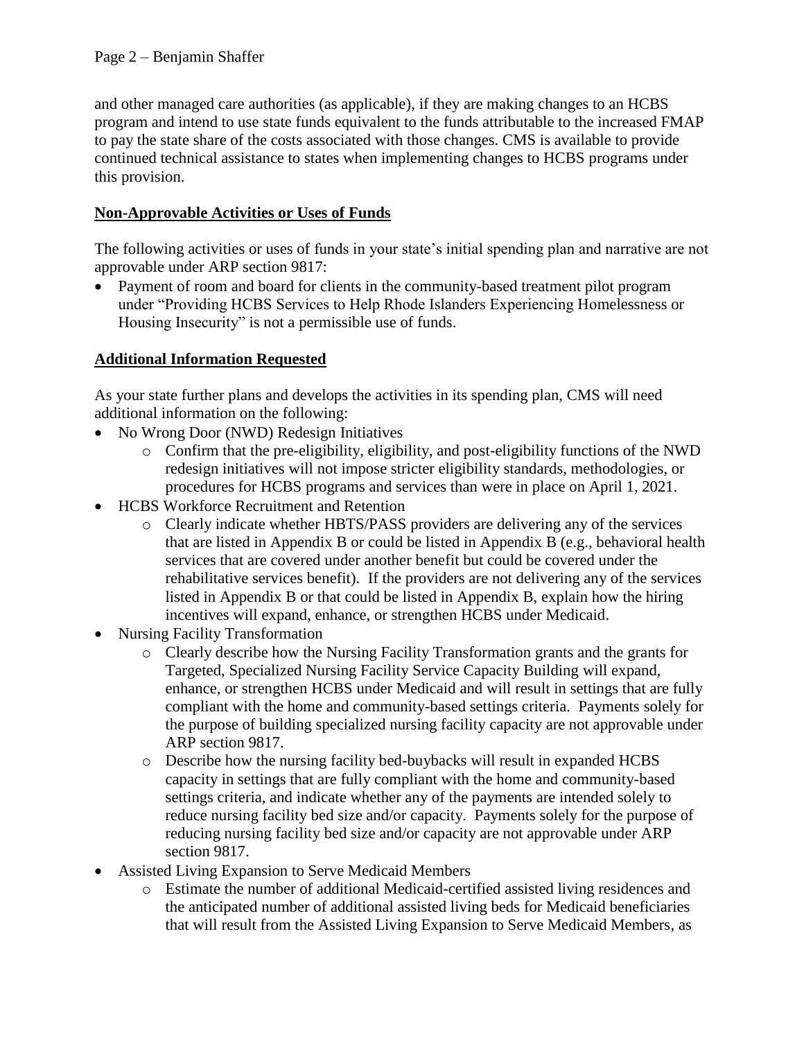and other managed care authorities (as applicable), if they are making changes to an HCBS program and intend to use state funds equivalent to the funds attributable to the increased FMAP to pay the state share of the costs associated with those changes. CMS is available to provide continued technical assistance to states when implementing changes to HCBS programs under this provision.

**Non-Approvable Activities or Uses of Funds**

The following activities or uses of funds in your state's initial spending plan and narrative are not approvable under ARP section 9817:

- Payment of room and board for clients in the community-based treatment pilot program under "Providing HCBS Services to Help Rhode Islanders Experiencing Homelessness or Housing Insecurity" is not a permissible use of funds.

**Additional Information Requested**

As your state further plans and develops the activities in its spending plan, CMS will need additional information on the following:

- No Wrong Door (NWD) Redesign Initiatives
  - Confirm that the pre-eligibility, eligibility, and post-eligibility functions of the NWD redesign initiatives will not impose stricter eligibility standards, methodologies, or procedures for HCBS programs and services than were in place on April 1, 2021.
- HCBS Workforce Recruitment and Retention
  - Clearly indicate whether HBTS/PASS providers are delivering any of the services that are listed in Appendix B or could be listed in Appendix B (e.g., behavioral health services that are covered under another benefit but could be covered under the rehabilitative services benefit). If the providers are not delivering any of the services listed in Appendix B or that could be listed in Appendix B, explain how the hiring incentives will expand, enhance, or strengthen HCBS under Medicaid.
- Nursing Facility Transformation
  - Clearly describe how the Nursing Facility Transformation grants and the grants for Targeted, Specialized Nursing Facility Service Capacity Building will expand, enhance, or strengthen HCBS under Medicaid and will result in settings that are fully compliant with the home and community-based settings criteria. Payments solely for the purpose of building specialized nursing facility capacity are not approvable under ARP section 9817.
  - Describe how the nursing facility bed-buybacks will result in expanded HCBS capacity in settings that are fully compliant with the home and community-based settings criteria, and indicate whether any of the payments are intended solely to reduce nursing facility bed size and/or capacity. Payments solely for the purpose of reducing nursing facility bed size and/or capacity are not approvable under ARP section 9817.
- Assisted Living Expansion to Serve Medicaid Members
  - Estimate the number of additional Medicaid-certified assisted living residences and the anticipated number of additional assisted living beds for Medicaid beneficiaries that will result from the Assisted Living Expansion to Serve Medicaid Members, as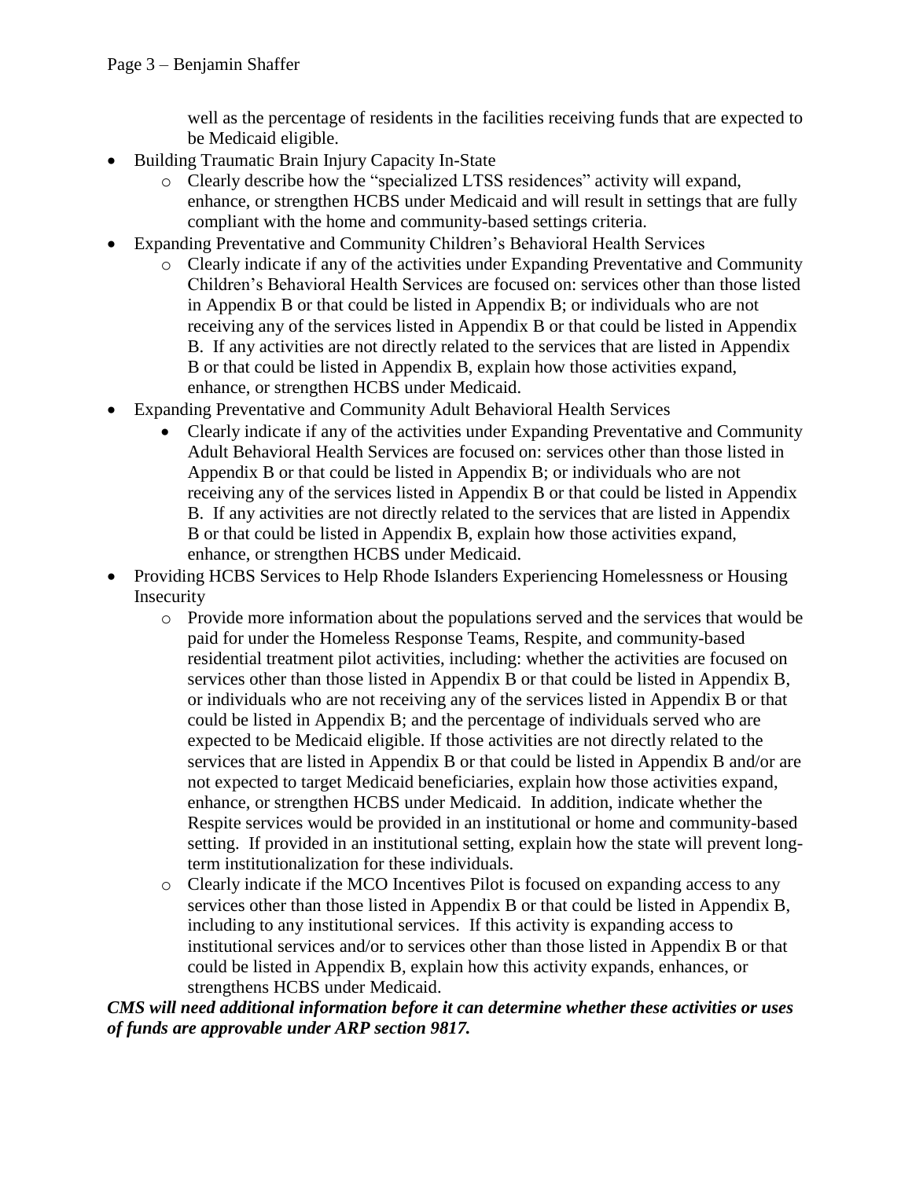well as the percentage of residents in the facilities receiving funds that are expected to be Medicaid eligible.

- Building Traumatic Brain Injury Capacity In-State
    - Clearly describe how the "specialized LTSS residences" activity will expand, enhance, or strengthen HCBS under Medicaid and will result in settings that are fully compliant with the home and community-based settings criteria.
- Expanding Preventative and Community Children's Behavioral Health Services
    - Clearly indicate if any of the activities under Expanding Preventative and Community Children's Behavioral Health Services are focused on: services other than those listed in Appendix B or that could be listed in Appendix B; or individuals who are not receiving any of the services listed in Appendix B or that could be listed in Appendix B. If any activities are not directly related to the services that are listed in Appendix B or that could be listed in Appendix B, explain how those activities expand, enhance, or strengthen HCBS under Medicaid.
- Expanding Preventative and Community Adult Behavioral Health Services
    - Clearly indicate if any of the activities under Expanding Preventative and Community Adult Behavioral Health Services are focused on: services other than those listed in Appendix B or that could be listed in Appendix B; or individuals who are not receiving any of the services listed in Appendix B or that could be listed in Appendix B. If any activities are not directly related to the services that are listed in Appendix B or that could be listed in Appendix B, explain how those activities expand, enhance, or strengthen HCBS under Medicaid.
- Providing HCBS Services to Help Rhode Islanders Experiencing Homelessness or Housing Insecurity
    - Provide more information about the populations served and the services that would be paid for under the Homeless Response Teams, Respite, and community-based residential treatment pilot activities, including: whether the activities are focused on services other than those listed in Appendix B or that could be listed in Appendix B, or individuals who are not receiving any of the services listed in Appendix B or that could be listed in Appendix B; and the percentage of individuals served who are expected to be Medicaid eligible. If those activities are not directly related to the services that are listed in Appendix B or that could be listed in Appendix B and/or are not expected to target Medicaid beneficiaries, explain how those activities expand, enhance, or strengthen HCBS under Medicaid. In addition, indicate whether the Respite services would be provided in an institutional or home and community-based setting. If provided in an institutional setting, explain how the state will prevent long-term institutionalization for these individuals.
    - Clearly indicate if the MCO Incentives Pilot is focused on expanding access to any services other than those listed in Appendix B or that could be listed in Appendix B, including to any institutional services. If this activity is expanding access to institutional services and/or to services other than those listed in Appendix B or that could be listed in Appendix B, explain how this activity expands, enhances, or strengthens HCBS under Medicaid.

***CMS will need additional information before it can determine whether these activities or uses of funds are approvable under ARP section 9817.***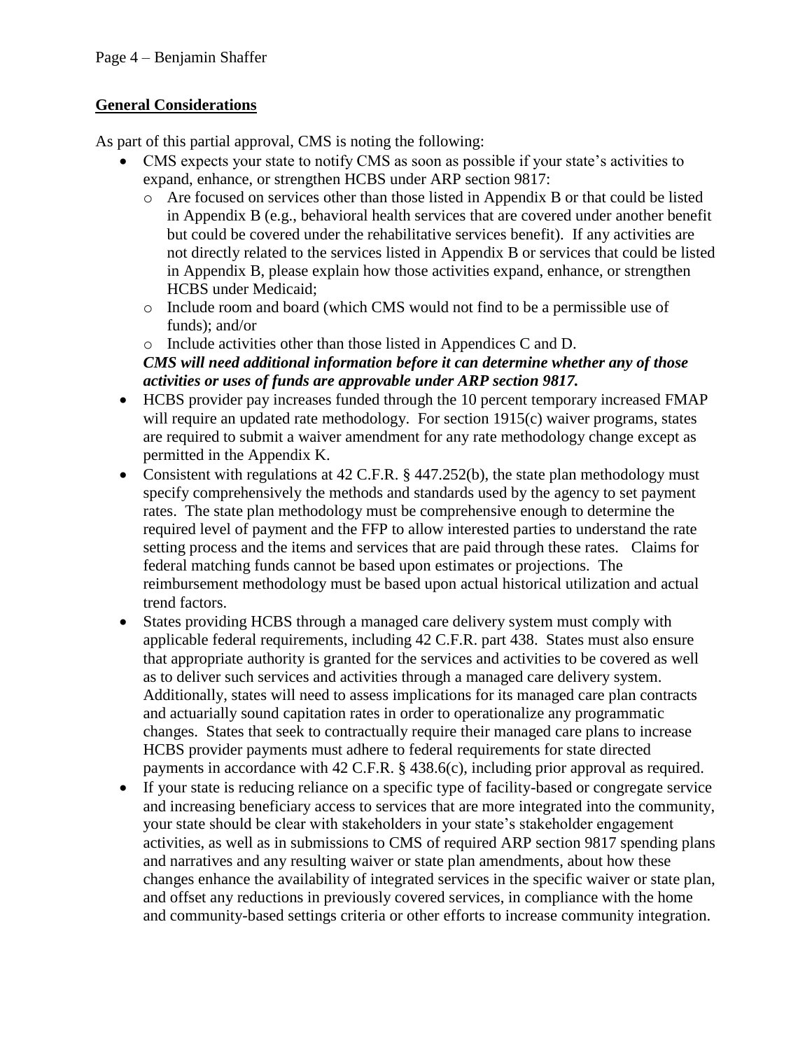## **General Considerations**

As part of this partial approval, CMS is noting the following:

- CMS expects your state to notify CMS as soon as possible if your state's activities to expand, enhance, or strengthen HCBS under ARP section 9817:
  - Are focused on services other than those listed in Appendix B or that could be listed in Appendix B (e.g., behavioral health services that are covered under another benefit but could be covered under the rehabilitative services benefit). If any activities are not directly related to the services listed in Appendix B or services that could be listed in Appendix B, please explain how those activities expand, enhance, or strengthen HCBS under Medicaid;
  - Include room and board (which CMS would not find to be a permissible use of funds); and/or
  - Include activities other than those listed in Appendices C and D.

  ***CMS will need additional information before it can determine whether any of those activities or uses of funds are approvable under ARP section 9817.***
- HCBS provider pay increases funded through the 10 percent temporary increased FMAP will require an updated rate methodology. For section 1915(c) waiver programs, states are required to submit a waiver amendment for any rate methodology change except as permitted in the Appendix K.
- Consistent with regulations at 42 C.F.R. § 447.252(b), the state plan methodology must specify comprehensively the methods and standards used by the agency to set payment rates. The state plan methodology must be comprehensive enough to determine the required level of payment and the FFP to allow interested parties to understand the rate setting process and the items and services that are paid through these rates. Claims for federal matching funds cannot be based upon estimates or projections. The reimbursement methodology must be based upon actual historical utilization and actual trend factors.
- States providing HCBS through a managed care delivery system must comply with applicable federal requirements, including 42 C.F.R. part 438. States must also ensure that appropriate authority is granted for the services and activities to be covered as well as to deliver such services and activities through a managed care delivery system. Additionally, states will need to assess implications for its managed care plan contracts and actuarially sound capitation rates in order to operationalize any programmatic changes. States that seek to contractually require their managed care plans to increase HCBS provider payments must adhere to federal requirements for state directed payments in accordance with 42 C.F.R. § 438.6(c), including prior approval as required.
- If your state is reducing reliance on a specific type of facility-based or congregate service and increasing beneficiary access to services that are more integrated into the community, your state should be clear with stakeholders in your state's stakeholder engagement activities, as well as in submissions to CMS of required ARP section 9817 spending plans and narratives and any resulting waiver or state plan amendments, about how these changes enhance the availability of integrated services in the specific waiver or state plan, and offset any reductions in previously covered services, in compliance with the home and community-based settings criteria or other efforts to increase community integration.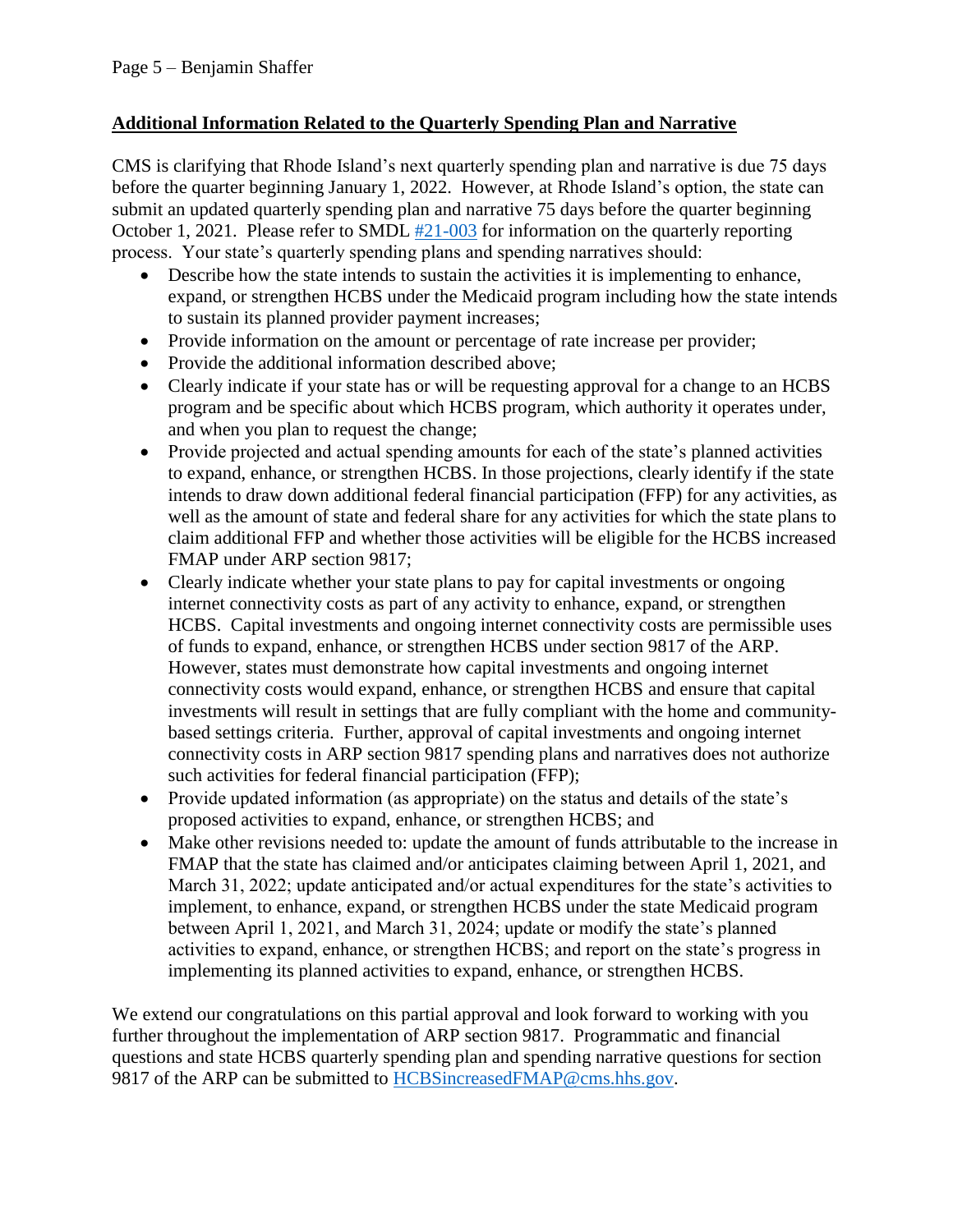## Additional Information Related to the Quarterly Spending Plan and Narrative

CMS is clarifying that Rhode Island's next quarterly spending plan and narrative is due 75 days before the quarter beginning January 1, 2022. However, at Rhode Island's option, the state can submit an updated quarterly spending plan and narrative 75 days before the quarter beginning October 1, 2021. Please refer to SMDL [#21-003](#) for information on the quarterly reporting process. Your state's quarterly spending plans and spending narratives should:

- Describe how the state intends to sustain the activities it is implementing to enhance, expand, or strengthen HCBS under the Medicaid program including how the state intends to sustain its planned provider payment increases;
- Provide information on the amount or percentage of rate increase per provider;
- Provide the additional information described above;
- Clearly indicate if your state has or will be requesting approval for a change to an HCBS program and be specific about which HCBS program, which authority it operates under, and when you plan to request the change;
- Provide projected and actual spending amounts for each of the state's planned activities to expand, enhance, or strengthen HCBS. In those projections, clearly identify if the state intends to draw down additional federal financial participation (FFP) for any activities, as well as the amount of state and federal share for any activities for which the state plans to claim additional FFP and whether those activities will be eligible for the HCBS increased FMAP under ARP section 9817;
- Clearly indicate whether your state plans to pay for capital investments or ongoing internet connectivity costs as part of any activity to enhance, expand, or strengthen HCBS. Capital investments and ongoing internet connectivity costs are permissible uses of funds to expand, enhance, or strengthen HCBS under section 9817 of the ARP. However, states must demonstrate how capital investments and ongoing internet connectivity costs would expand, enhance, or strengthen HCBS and ensure that capital investments will result in settings that are fully compliant with the home and community-based settings criteria. Further, approval of capital investments and ongoing internet connectivity costs in ARP section 9817 spending plans and narratives does not authorize such activities for federal financial participation (FFP);
- Provide updated information (as appropriate) on the status and details of the state's proposed activities to expand, enhance, or strengthen HCBS; and
- Make other revisions needed to: update the amount of funds attributable to the increase in FMAP that the state has claimed and/or anticipates claiming between April 1, 2021, and March 31, 2022; update anticipated and/or actual expenditures for the state's activities to implement, to enhance, expand, or strengthen HCBS under the state Medicaid program between April 1, 2021, and March 31, 2024; update or modify the state's planned activities to expand, enhance, or strengthen HCBS; and report on the state's progress in implementing its planned activities to expand, enhance, or strengthen HCBS.

We extend our congratulations on this partial approval and look forward to working with you further throughout the implementation of ARP section 9817. Programmatic and financial questions and state HCBS quarterly spending plan and spending narrative questions for section 9817 of the ARP can be submitted to [HCBSincreasedFMAP@cms.hhs.gov](mailto:HCBSincreasedFMAP@cms.hhs.gov).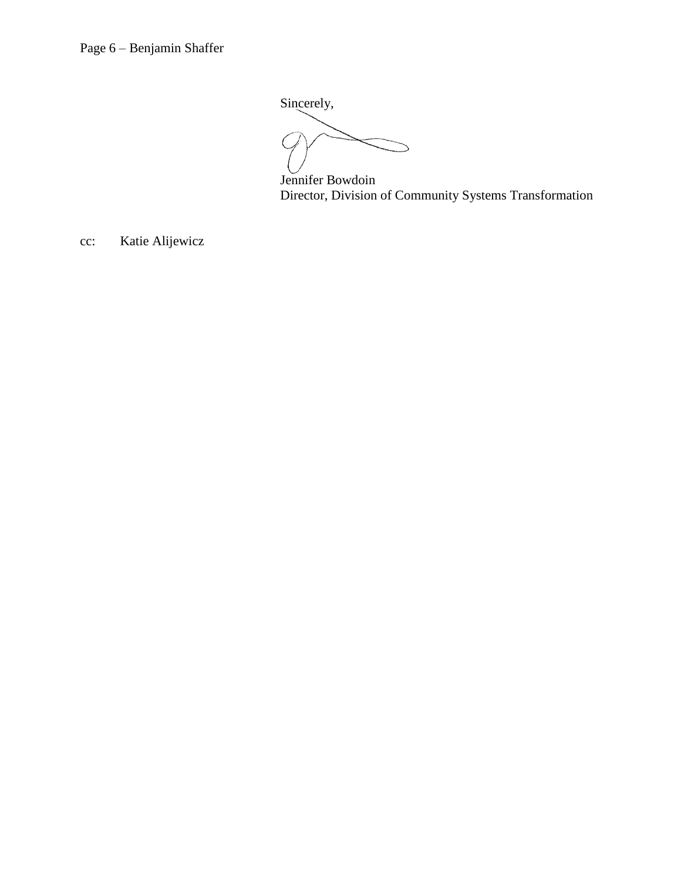Sincerely,

Jennifer Bowdoin
Director, Division of Community Systems Transformation

cc: Katie Alijewicz